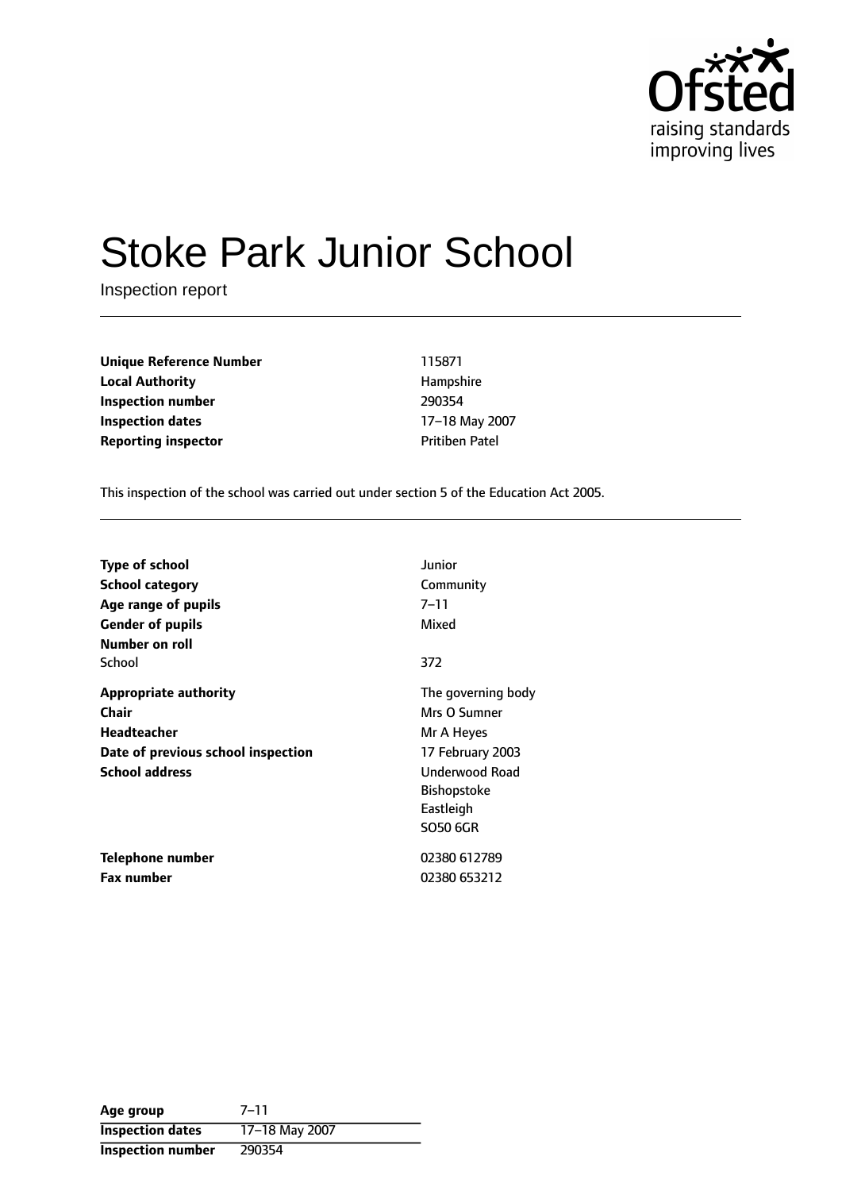# Stoke Park Junior School

Inspection report

| | |
|---|---|
| **Unique Reference Number** | 115871 |
| **Local Authority** | Hampshire |
| **Inspection number** | 290354 |
| **Inspection dates** | 17–18 May 2007 |
| **Reporting inspector** | Pritiben Patel |

This inspection of the school was carried out under section 5 of the Education Act 2005.

| | |
|---|---|
| **Type of school** | Junior |
| **School category** | Community |
| **Age range of pupils** | 7–11 |
| **Gender of pupils** | Mixed |
| **Number on roll** | |
| School | 372 |
| **Appropriate authority** | The governing body |
| **Chair** | Mrs O Sumner |
| **Headteacher** | Mr A Heyes |
| **Date of previous school inspection** | 17 February 2003 |
| **School address** | Underwood Road<br>Bishopstoke<br>Eastleigh<br>SO50 6GR |
| **Telephone number** | 02380 612789 |
| **Fax number** | 02380 653212 |

| | |
|---|---|
| **Age group** | 7–11 |
| **Inspection dates** | 17–18 May 2007 |
| **Inspection number** | 290354 |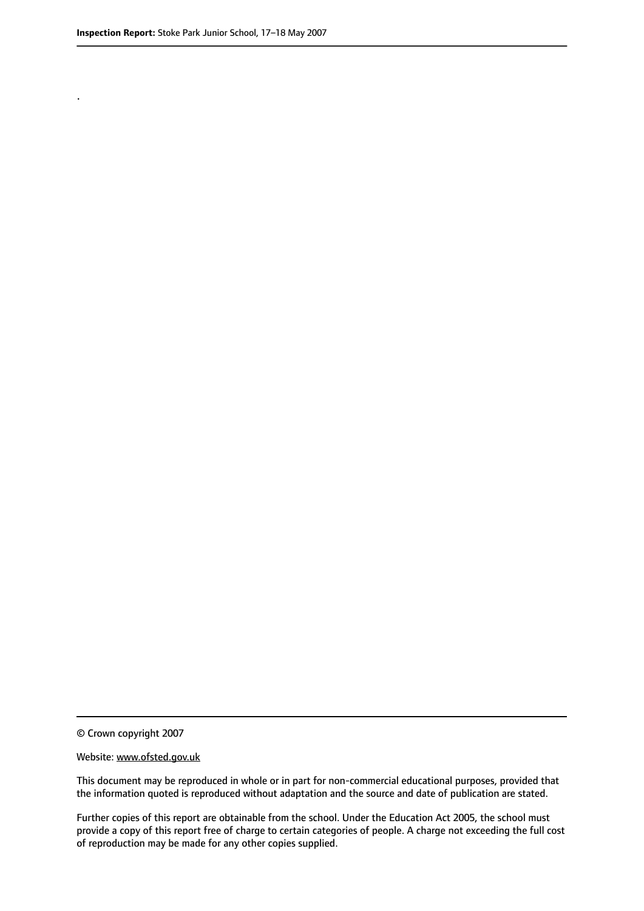.

© Crown copyright 2007

Website: www.ofsted.gov.uk

This document may be reproduced in whole or in part for non-commercial educational purposes, provided that the information quoted is reproduced without adaptation and the source and date of publication are stated.

Further copies of this report are obtainable from the school. Under the Education Act 2005, the school must provide a copy of this report free of charge to certain categories of people. A charge not exceeding the full cost of reproduction may be made for any other copies supplied.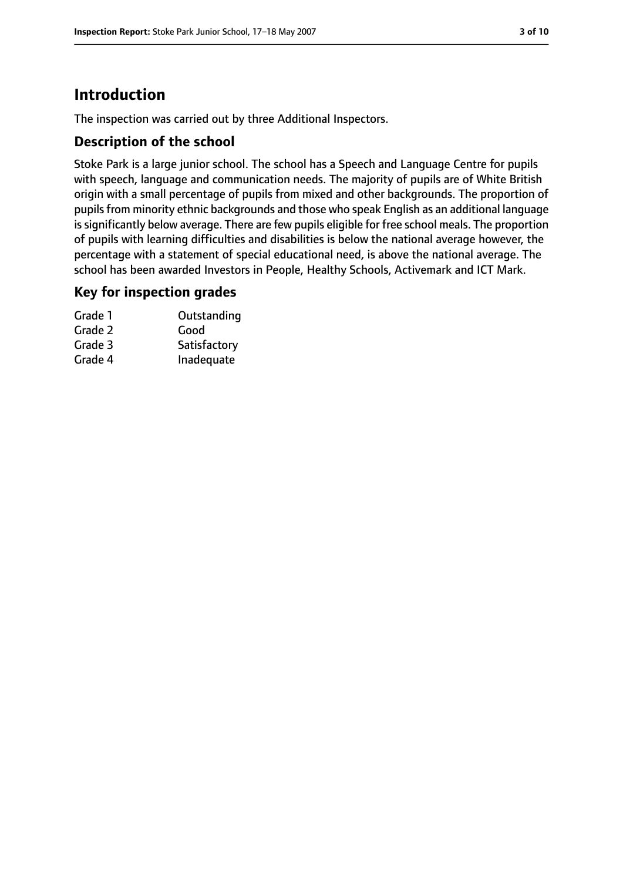# Introduction

The inspection was carried out by three Additional Inspectors.

## Description of the school

Stoke Park is a large junior school. The school has a Speech and Language Centre for pupils with speech, language and communication needs. The majority of pupils are of White British origin with a small percentage of pupils from mixed and other backgrounds. The proportion of pupils from minority ethnic backgrounds and those who speak English as an additional language is significantly below average. There are few pupils eligible for free school meals. The proportion of pupils with learning difficulties and disabilities is below the national average however, the percentage with a statement of special educational need, is above the national average. The school has been awarded Investors in People, Healthy Schools, Activemark and ICT Mark.

## Key for inspection grades

| | |
|---|---|
| Grade 1 | Outstanding |
| Grade 2 | Good |
| Grade 3 | Satisfactory |
| Grade 4 | Inadequate |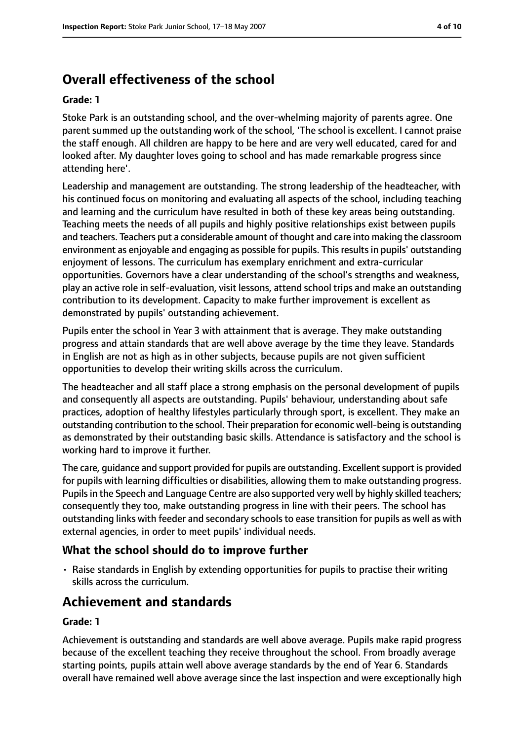## Overall effectiveness of the school

**Grade: 1**

Stoke Park is an outstanding school, and the over-whelming majority of parents agree. One parent summed up the outstanding work of the school, 'The school is excellent. I cannot praise the staff enough. All children are happy to be here and are very well educated, cared for and looked after. My daughter loves going to school and has made remarkable progress since attending here'.

Leadership and management are outstanding. The strong leadership of the headteacher, with his continued focus on monitoring and evaluating all aspects of the school, including teaching and learning and the curriculum have resulted in both of these key areas being outstanding. Teaching meets the needs of all pupils and highly positive relationships exist between pupils and teachers. Teachers put a considerable amount of thought and care into making the classroom environment as enjoyable and engaging as possible for pupils. This results in pupils' outstanding enjoyment of lessons. The curriculum has exemplary enrichment and extra-curricular opportunities. Governors have a clear understanding of the school's strengths and weakness, play an active role in self-evaluation, visit lessons, attend school trips and make an outstanding contribution to its development. Capacity to make further improvement is excellent as demonstrated by pupils' outstanding achievement.

Pupils enter the school in Year 3 with attainment that is average. They make outstanding progress and attain standards that are well above average by the time they leave. Standards in English are not as high as in other subjects, because pupils are not given sufficient opportunities to develop their writing skills across the curriculum.

The headteacher and all staff place a strong emphasis on the personal development of pupils and consequently all aspects are outstanding. Pupils' behaviour, understanding about safe practices, adoption of healthy lifestyles particularly through sport, is excellent. They make an outstanding contribution to the school. Their preparation for economic well-being is outstanding as demonstrated by their outstanding basic skills. Attendance is satisfactory and the school is working hard to improve it further.

The care, guidance and support provided for pupils are outstanding. Excellent support is provided for pupils with learning difficulties or disabilities, allowing them to make outstanding progress. Pupils in the Speech and Language Centre are also supported very well by highly skilled teachers; consequently they too, make outstanding progress in line with their peers. The school has outstanding links with feeder and secondary schools to ease transition for pupils as well as with external agencies, in order to meet pupils' individual needs.

### What the school should do to improve further

- Raise standards in English by extending opportunities for pupils to practise their writing skills across the curriculum.

## Achievement and standards

**Grade: 1**

Achievement is outstanding and standards are well above average. Pupils make rapid progress because of the excellent teaching they receive throughout the school. From broadly average starting points, pupils attain well above average standards by the end of Year 6. Standards overall have remained well above average since the last inspection and were exceptionally high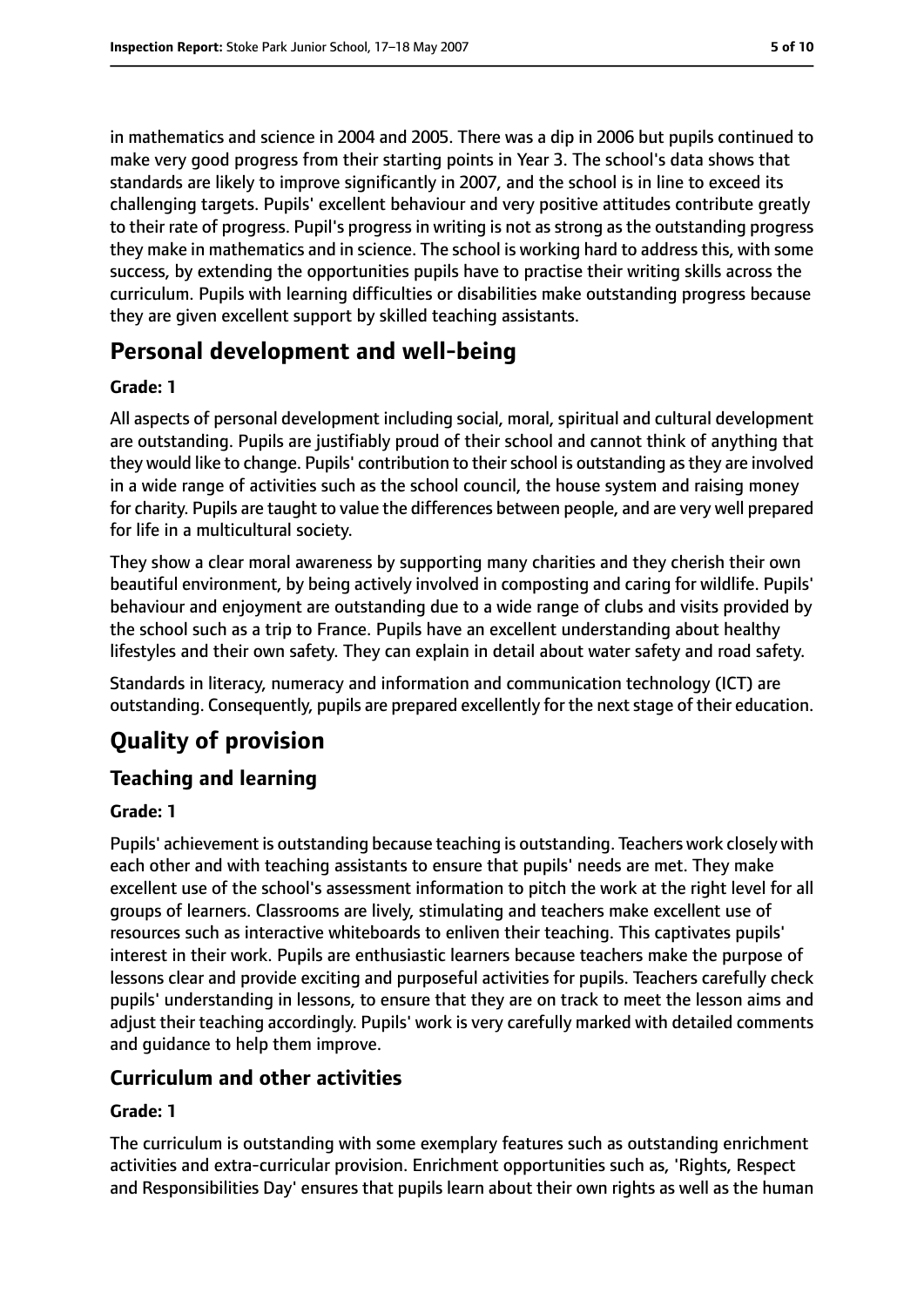in mathematics and science in 2004 and 2005. There was a dip in 2006 but pupils continued to make very good progress from their starting points in Year 3. The school's data shows that standards are likely to improve significantly in 2007, and the school is in line to exceed its challenging targets. Pupils' excellent behaviour and very positive attitudes contribute greatly to their rate of progress. Pupil's progress in writing is not as strong as the outstanding progress they make in mathematics and in science. The school is working hard to address this, with some success, by extending the opportunities pupils have to practise their writing skills across the curriculum. Pupils with learning difficulties or disabilities make outstanding progress because they are given excellent support by skilled teaching assistants.

## Personal development and well-being

**Grade: 1**

All aspects of personal development including social, moral, spiritual and cultural development are outstanding. Pupils are justifiably proud of their school and cannot think of anything that they would like to change. Pupils' contribution to their school is outstanding as they are involved in a wide range of activities such as the school council, the house system and raising money for charity. Pupils are taught to value the differences between people, and are very well prepared for life in a multicultural society.

They show a clear moral awareness by supporting many charities and they cherish their own beautiful environment, by being actively involved in composting and caring for wildlife. Pupils' behaviour and enjoyment are outstanding due to a wide range of clubs and visits provided by the school such as a trip to France. Pupils have an excellent understanding about healthy lifestyles and their own safety. They can explain in detail about water safety and road safety.

Standards in literacy, numeracy and information and communication technology (ICT) are outstanding. Consequently, pupils are prepared excellently for the next stage of their education.

## Quality of provision

### Teaching and learning

**Grade: 1**

Pupils' achievement is outstanding because teaching is outstanding. Teachers work closely with each other and with teaching assistants to ensure that pupils' needs are met. They make excellent use of the school's assessment information to pitch the work at the right level for all groups of learners. Classrooms are lively, stimulating and teachers make excellent use of resources such as interactive whiteboards to enliven their teaching. This captivates pupils' interest in their work. Pupils are enthusiastic learners because teachers make the purpose of lessons clear and provide exciting and purposeful activities for pupils. Teachers carefully check pupils' understanding in lessons, to ensure that they are on track to meet the lesson aims and adjust their teaching accordingly. Pupils' work is very carefully marked with detailed comments and guidance to help them improve.

### Curriculum and other activities

**Grade: 1**

The curriculum is outstanding with some exemplary features such as outstanding enrichment activities and extra-curricular provision. Enrichment opportunities such as, 'Rights, Respect and Responsibilities Day' ensures that pupils learn about their own rights as well as the human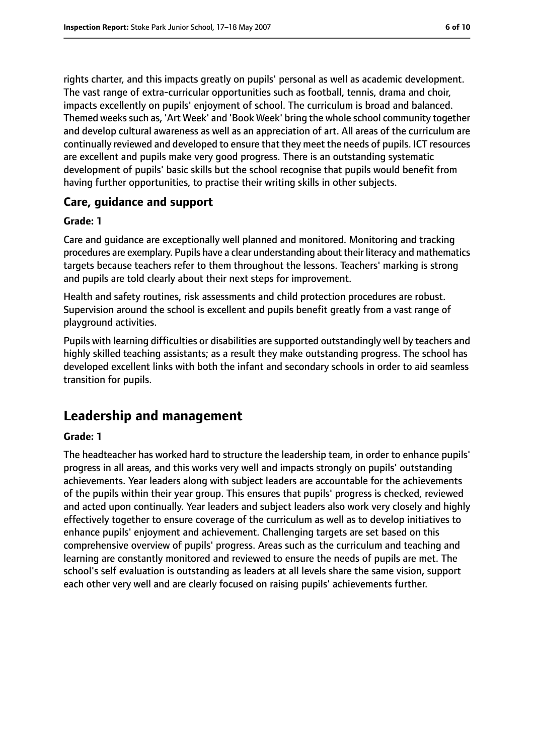rights charter, and this impacts greatly on pupils' personal as well as academic development. The vast range of extra-curricular opportunities such as football, tennis, drama and choir, impacts excellently on pupils' enjoyment of school. The curriculum is broad and balanced. Themed weeks such as, 'Art Week' and 'Book Week' bring the whole school community together and develop cultural awareness as well as an appreciation of art. All areas of the curriculum are continually reviewed and developed to ensure that they meet the needs of pupils. ICT resources are excellent and pupils make very good progress. There is an outstanding systematic development of pupils' basic skills but the school recognise that pupils would benefit from having further opportunities, to practise their writing skills in other subjects.

### Care, guidance and support

**Grade: 1**

Care and guidance are exceptionally well planned and monitored. Monitoring and tracking procedures are exemplary. Pupils have a clear understanding about their literacy and mathematics targets because teachers refer to them throughout the lessons. Teachers' marking is strong and pupils are told clearly about their next steps for improvement.

Health and safety routines, risk assessments and child protection procedures are robust. Supervision around the school is excellent and pupils benefit greatly from a vast range of playground activities.

Pupils with learning difficulties or disabilities are supported outstandingly well by teachers and highly skilled teaching assistants; as a result they make outstanding progress. The school has developed excellent links with both the infant and secondary schools in order to aid seamless transition for pupils.

## Leadership and management

**Grade: 1**

The headteacher has worked hard to structure the leadership team, in order to enhance pupils' progress in all areas, and this works very well and impacts strongly on pupils' outstanding achievements. Year leaders along with subject leaders are accountable for the achievements of the pupils within their year group. This ensures that pupils' progress is checked, reviewed and acted upon continually. Year leaders and subject leaders also work very closely and highly effectively together to ensure coverage of the curriculum as well as to develop initiatives to enhance pupils' enjoyment and achievement. Challenging targets are set based on this comprehensive overview of pupils' progress. Areas such as the curriculum and teaching and learning are constantly monitored and reviewed to ensure the needs of pupils are met. The school's self evaluation is outstanding as leaders at all levels share the same vision, support each other very well and are clearly focused on raising pupils' achievements further.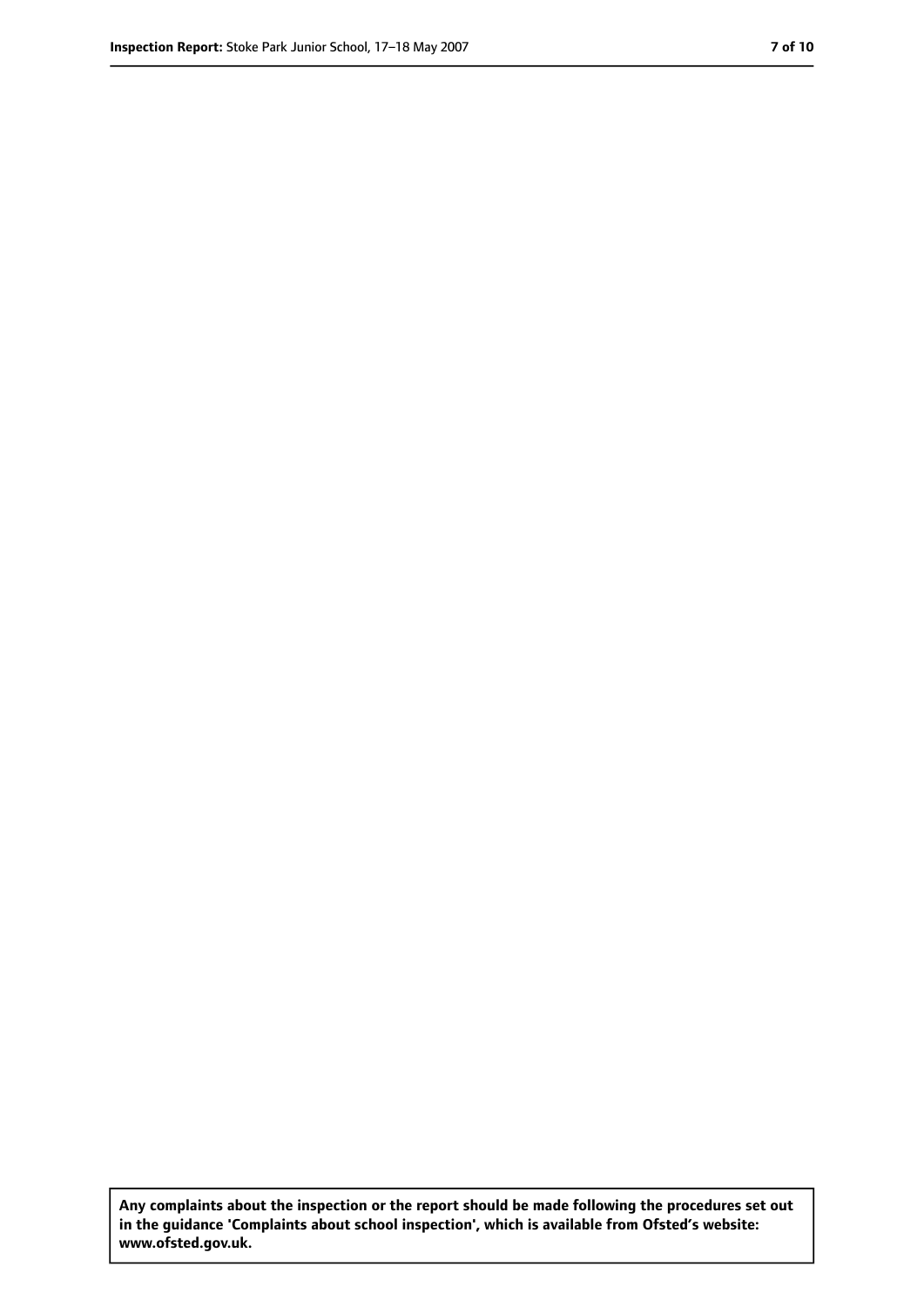**Any complaints about the inspection or the report should be made following the procedures set out in the guidance 'Complaints about school inspection', which is available from Ofsted's website: www.ofsted.gov.uk.**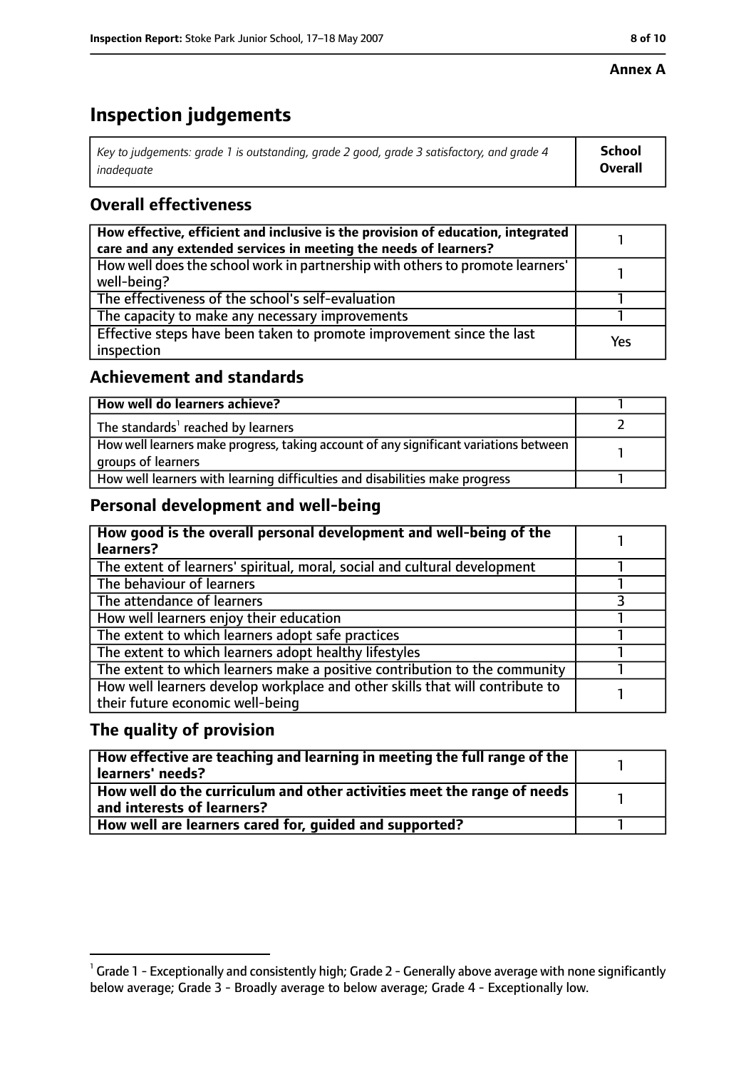**Annex A**

# Inspection judgements

| *Key to judgements: grade 1 is outstanding, grade 2 good, grade 3 satisfactory, and grade 4 inadequate* | **School Overall** |
|---|---|

## Overall effectiveness

| | |
|---|---|
| **How effective, efficient and inclusive is the provision of education, integrated care and any extended services in meeting the needs of learners?** | 1 |
| How well does the school work in partnership with others to promote learners' well-being? | 1 |
| The effectiveness of the school's self-evaluation | 1 |
| The capacity to make any necessary improvements | 1 |
| Effective steps have been taken to promote improvement since the last inspection | Yes |

## Achievement and standards

| | |
|---|---|
| **How well do learners achieve?** | 1 |
| The standards[1] reached by learners | 2 |
| How well learners make progress, taking account of any significant variations between groups of learners | 1 |
| How well learners with learning difficulties and disabilities make progress | 1 |

## Personal development and well-being

| | |
|---|---|
| **How good is the overall personal development and well-being of the learners?** | 1 |
| The extent of learners' spiritual, moral, social and cultural development | 1 |
| The behaviour of learners | 1 |
| The attendance of learners | 3 |
| How well learners enjoy their education | 1 |
| The extent to which learners adopt safe practices | 1 |
| The extent to which learners adopt healthy lifestyles | 1 |
| The extent to which learners make a positive contribution to the community | 1 |
| How well learners develop workplace and other skills that will contribute to their future economic well-being | 1 |

## The quality of provision

| | |
|---|---|
| **How effective are teaching and learning in meeting the full range of the learners' needs?** | 1 |
| **How well do the curriculum and other activities meet the range of needs and interests of learners?** | 1 |
| **How well are learners cared for, guided and supported?** | 1 |

[1] Grade 1 - Exceptionally and consistently high; Grade 2 - Generally above average with none significantly below average; Grade 3 - Broadly average to below average; Grade 4 - Exceptionally low.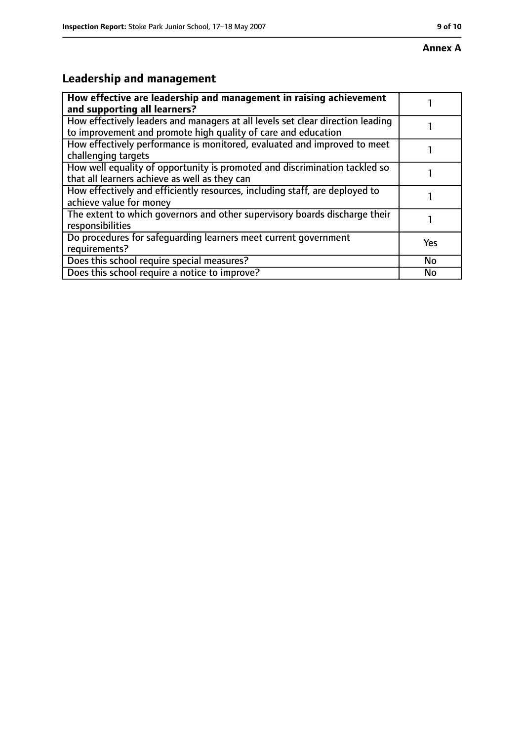**Annex A**

## Leadership and management

| **How effective are leadership and management in raising achievement and supporting all learners?** | 1 |
|---|---|
| How effectively leaders and managers at all levels set clear direction leading to improvement and promote high quality of care and education | 1 |
| How effectively performance is monitored, evaluated and improved to meet challenging targets | 1 |
| How well equality of opportunity is promoted and discrimination tackled so that all learners achieve as well as they can | 1 |
| How effectively and efficiently resources, including staff, are deployed to achieve value for money | 1 |
| The extent to which governors and other supervisory boards discharge their responsibilities | 1 |
| Do procedures for safeguarding learners meet current government requirements? | Yes |
| Does this school require special measures? | No |
| Does this school require a notice to improve? | No |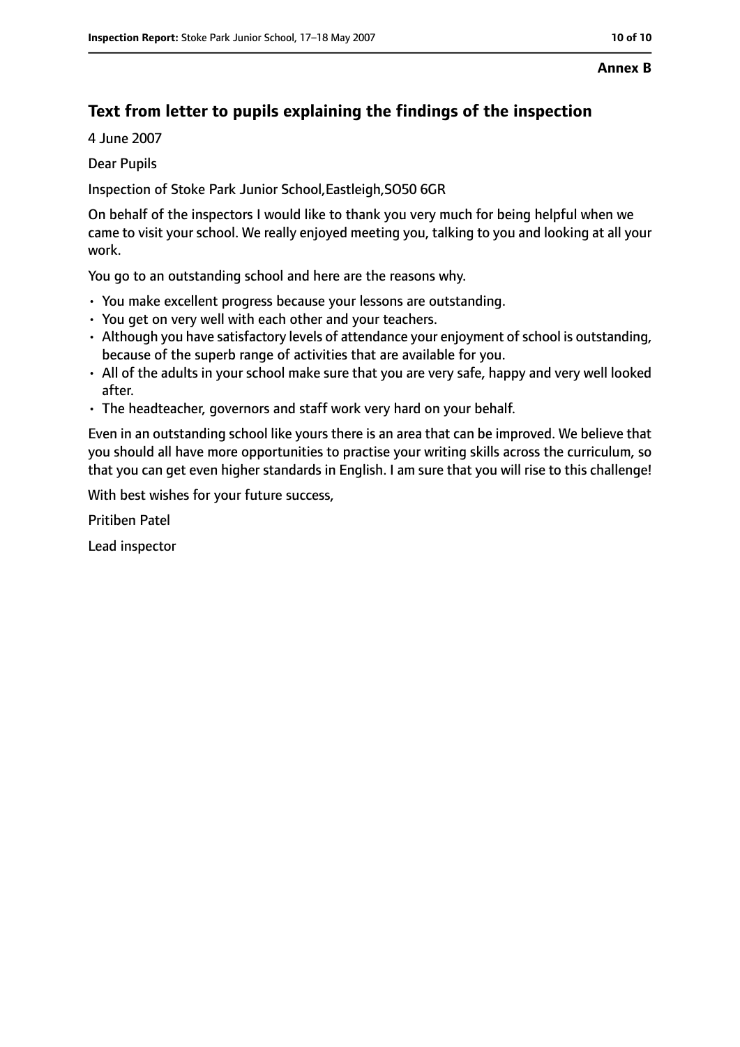**Annex B**

## Text from letter to pupils explaining the findings of the inspection

4 June 2007

Dear Pupils

Inspection of Stoke Park Junior School,Eastleigh,SO50 6GR

On behalf of the inspectors I would like to thank you very much for being helpful when we came to visit your school. We really enjoyed meeting you, talking to you and looking at all your work.

You go to an outstanding school and here are the reasons why.

- You make excellent progress because your lessons are outstanding.
- You get on very well with each other and your teachers.
- Although you have satisfactory levels of attendance your enjoyment of school is outstanding, because of the superb range of activities that are available for you.
- All of the adults in your school make sure that you are very safe, happy and very well looked after.
- The headteacher, governors and staff work very hard on your behalf.

Even in an outstanding school like yours there is an area that can be improved. We believe that you should all have more opportunities to practise your writing skills across the curriculum, so that you can get even higher standards in English. I am sure that you will rise to this challenge!

With best wishes for your future success,

Pritiben Patel

Lead inspector